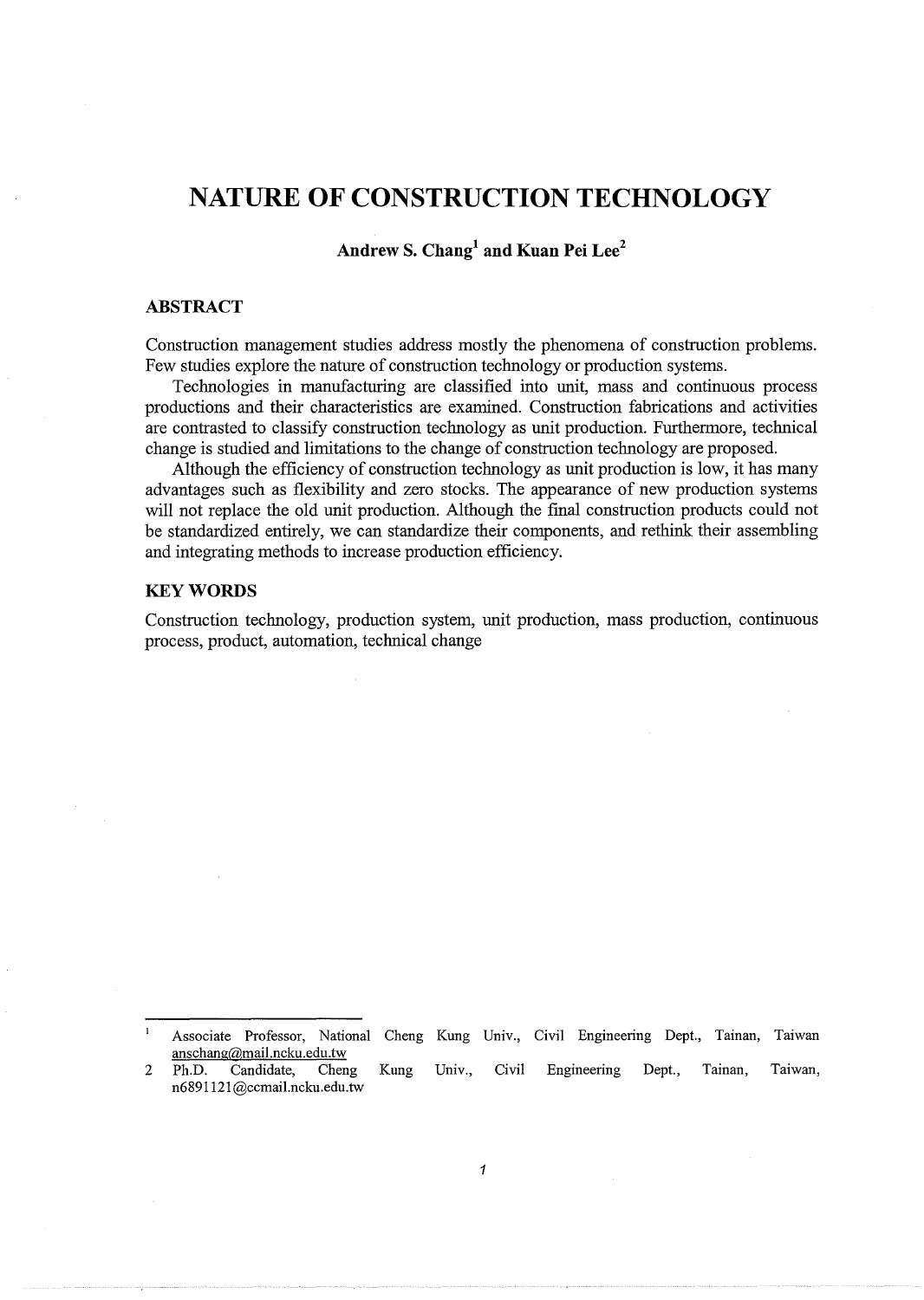# NATURE OF CONSTRUCTION TECHNOLOGY

**Andrew S. Chang[1] and Kuan Pei Lee[2]**

## ABSTRACT

Construction management studies address mostly the phenomena of construction problems. Few studies explore the nature of construction technology or production systems.

Technologies in manufacturing are classified into unit, mass and continuous process productions and their characteristics are examined. Construction fabrications and activities are contrasted to classify construction technology as unit production. Furthermore, technical change is studied and limitations to the change of construction technology are proposed.

Although the efficiency of construction technology as unit production is low, it has many advantages such as flexibility and zero stocks. The appearance of new production systems will not replace the old unit production. Although the final construction products could not be standardized entirely, we can standardize their components, and rethink their assembling and integrating methods to increase production efficiency.

## KEY WORDS

Construction technology, production system, unit production, mass production, continuous process, product, automation, technical change

---

[1] Associate Professor, National Cheng Kung Univ., Civil Engineering Dept., Tainan, Taiwan anschang@mail.ncku.edu.tw

[2] Ph.D. Candidate, Cheng Kung Univ., Civil Engineering Dept., Tainan, Taiwan, n6891121@ccmail.ncku.edu.tw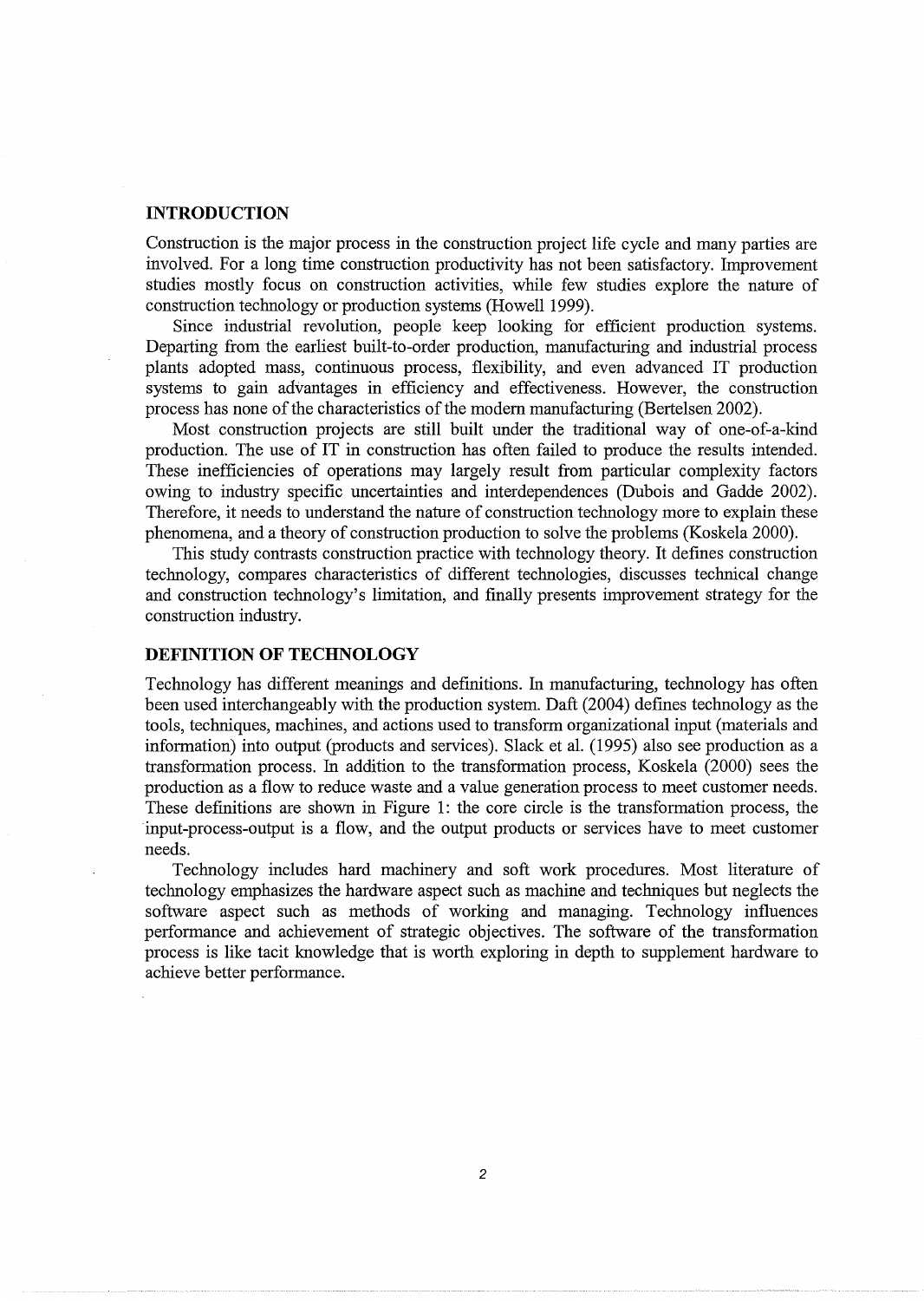## INTRODUCTION

Construction is the major process in the construction project life cycle and many parties are involved. For a long time construction productivity has not been satisfactory. Improvement studies mostly focus on construction activities, while few studies explore the nature of construction technology or production systems (Howell 1999).

Since industrial revolution, people keep looking for efficient production systems. Departing from the earliest built-to-order production, manufacturing and industrial process plants adopted mass, continuous process, flexibility, and even advanced IT production systems to gain advantages in efficiency and effectiveness. However, the construction process has none of the characteristics of the modern manufacturing (Bertelsen 2002).

Most construction projects are still built under the traditional way of one-of-a-kind production. The use of IT in construction has often failed to produce the results intended. These inefficiencies of operations may largely result from particular complexity factors owing to industry specific uncertainties and interdependences (Dubois and Gadde 2002). Therefore, it needs to understand the nature of construction technology more to explain these phenomena, and a theory of construction production to solve the problems (Koskela 2000).

This study contrasts construction practice with technology theory. It defines construction technology, compares characteristics of different technologies, discusses technical change and construction technology's limitation, and finally presents improvement strategy for the construction industry.

## DEFINITION OF TECHNOLOGY

Technology has different meanings and definitions. In manufacturing, technology has often been used interchangeably with the production system. Daft (2004) defines technology as the tools, techniques, machines, and actions used to transform organizational input (materials and information) into output (products and services). Slack et al. (1995) also see production as a transformation process. In addition to the transformation process, Koskela (2000) sees the production as a flow to reduce waste and a value generation process to meet customer needs. These definitions are shown in Figure 1: the core circle is the transformation process, the input-process-output is a flow, and the output products or services have to meet customer needs.

Technology includes hard machinery and soft work procedures. Most literature of technology emphasizes the hardware aspect such as machine and techniques but neglects the software aspect such as methods of working and managing. Technology influences performance and achievement of strategic objectives. The software of the transformation process is like tacit knowledge that is worth exploring in depth to supplement hardware to achieve better performance.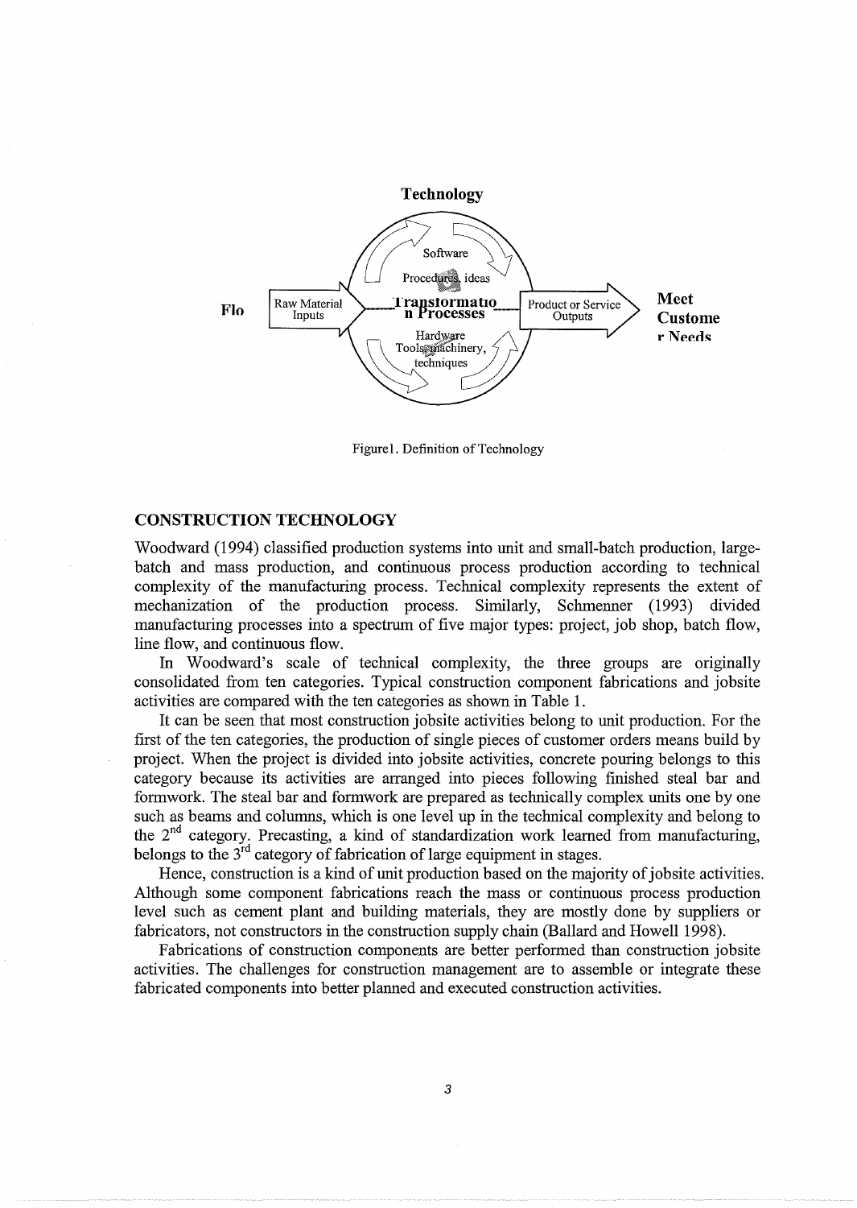Technology

Flo | Raw Material Inputs → Transformation Processes → Product or Service Outputs → Meet Customer Needs

Software

Procedures, ideas

Hardware

Tools, machinery, techniques

Figure1. Definition of Technology

## CONSTRUCTION TECHNOLOGY

Woodward (1994) classified production systems into unit and small-batch production, large-batch and mass production, and continuous process production according to technical complexity of the manufacturing process. Technical complexity represents the extent of mechanization of the production process. Similarly, Schmenner (1993) divided manufacturing processes into a spectrum of five major types: project, job shop, batch flow, line flow, and continuous flow.

In Woodward's scale of technical complexity, the three groups are originally consolidated from ten categories. Typical construction component fabrications and jobsite activities are compared with the ten categories as shown in Table 1.

It can be seen that most construction jobsite activities belong to unit production. For the first of the ten categories, the production of single pieces of customer orders means build by project. When the project is divided into jobsite activities, concrete pouring belongs to this category because its activities are arranged into pieces following finished steal bar and formwork. The steal bar and formwork are prepared as technically complex units one by one such as beams and columns, which is one level up in the technical complexity and belong to the 2nd category. Precasting, a kind of standardization work learned from manufacturing, belongs to the 3rd category of fabrication of large equipment in stages.

Hence, construction is a kind of unit production based on the majority of jobsite activities. Although some component fabrications reach the mass or continuous process production level such as cement plant and building materials, they are mostly done by suppliers or fabricators, not constructors in the construction supply chain (Ballard and Howell 1998).

Fabrications of construction components are better performed than construction jobsite activities. The challenges for construction management are to assemble or integrate these fabricated components into better planned and executed construction activities.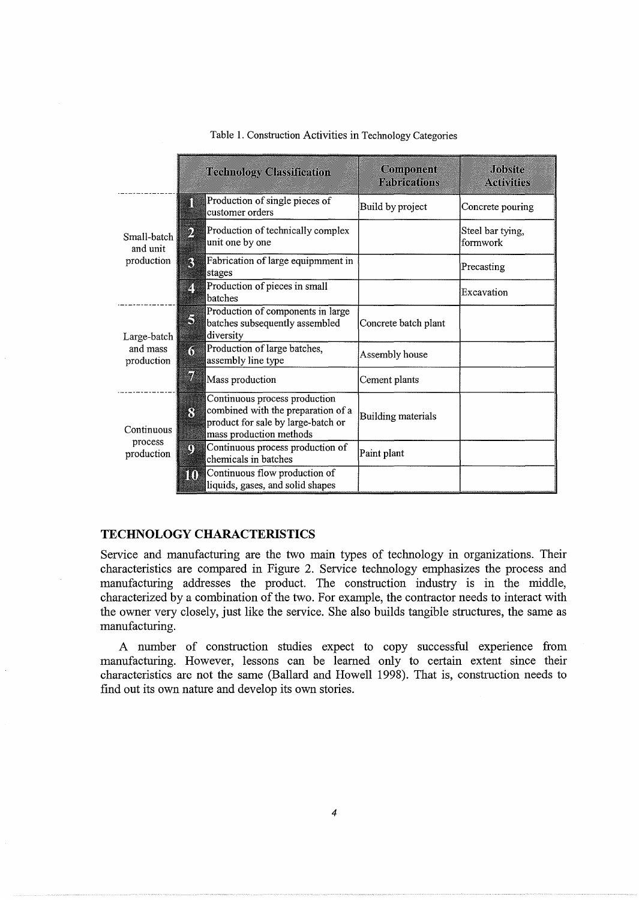Table 1. Construction Activities in Technology Categories

| | | Technology Classification | Component Fabrications | Jobsite Activities |
|---|---|---|---|---|
| Small-batch and unit production | 1 | Production of single pieces of customer orders | Build by project | Concrete pouring |
| | 2 | Production of technically complex unit one by one | | Steel bar tying, formwork |
| | 3 | Fabrication of large equipmment in stages | | Precasting |
| | 4 | Production of pieces in small batches | | Excavation |
| Large-batch and mass production | 5 | Production of components in large batches subsequently assembled diversity | Concrete batch plant | |
| | 6 | Production of large batches, assembly line type | Assembly house | |
| | 7 | Mass production | Cement plants | |
| Continuous process production | 8 | Continuous process production combined with the preparation of a product for sale by large-batch or mass production methods | Building materials | |
| | 9 | Continuous process production of chemicals in batches | Paint plant | |
| | 10 | Continuous flow production of liquids, gases, and solid shapes | | |

## TECHNOLOGY CHARACTERISTICS

Service and manufacturing are the two main types of technology in organizations. Their characteristics are compared in Figure 2. Service technology emphasizes the process and manufacturing addresses the product. The construction industry is in the middle, characterized by a combination of the two. For example, the contractor needs to interact with the owner very closely, just like the service. She also builds tangible structures, the same as manufacturing.

A number of construction studies expect to copy successful experience from manufacturing. However, lessons can be learned only to certain extent since their characteristics are not the same (Ballard and Howell 1998). That is, construction needs to find out its own nature and develop its own stories.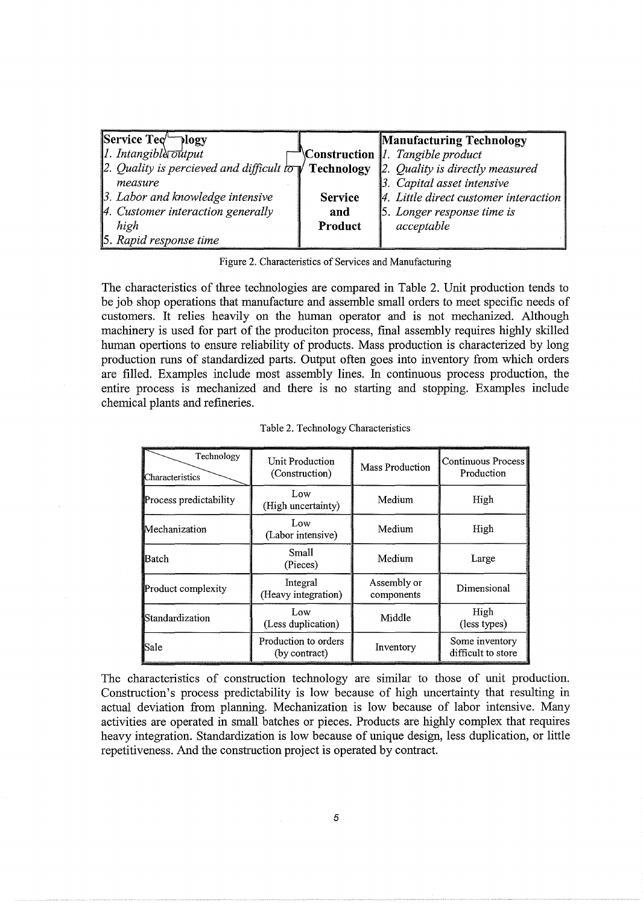| Service Technology | | Manufacturing Technology |
|---|---|---|
| 1. *Intangible output* | **Construction** | 1. *Tangible product* |
| 2. *Quality is percieved and difficult to measure* | **Technology** | 2. *Quality is directly measured* |
| 3. *Labor and knowledge intensive* | **Service** | 3. *Capital asset intensive* |
| 4. *Customer interaction generally high* | **and** | 4. *Little direct customer interaction* |
| 5. *Rapid response time* | **Product** | 5. *Longer response time is acceptable* |

Figure 2. Characteristics of Services and Manufacturing

The characteristics of three technologies are compared in Table 2. Unit production tends to be job shop operations that manufacture and assemble small orders to meet specific needs of customers. It relies heavily on the human operator and is not mechanized. Although machinery is used for part of the produciton process, final assembly requires highly skilled human opertions to ensure reliability of products. Mass production is characterized by long production runs of standardized parts. Output often goes into inventory from which orders are filled. Examples include most assembly lines. In continuous process production, the entire process is mechanized and there is no starting and stopping. Examples include chemical plants and refineries.

Table 2. Technology Characteristics

| Characteristics \ Technology | Unit Production (Construction) | Mass Production | Continuous Process Production |
|---|---|---|---|
| Process predictability | Low (High uncertainty) | Medium | High |
| Mechanization | Low (Labor intensive) | Medium | High |
| Batch | Small (Pieces) | Medium | Large |
| Product complexity | Integral (Heavy integration) | Assembly or components | Dimensional |
| Standardization | Low (Less duplication) | Middle | High (less types) |
| Sale | Production to orders (by contract) | Inventory | Some inventory difficult to store |

The characteristics of construction technology are similar to those of unit production. Construction's process predictability is low because of high uncertainty that resulting in actual deviation from planning. Mechanization is low because of labor intensive. Many activities are operated in small batches or pieces. Products are highly complex that requires heavy integration. Standardization is low because of unique design, less duplication, or little repetitiveness. And the construction project is operated by contract.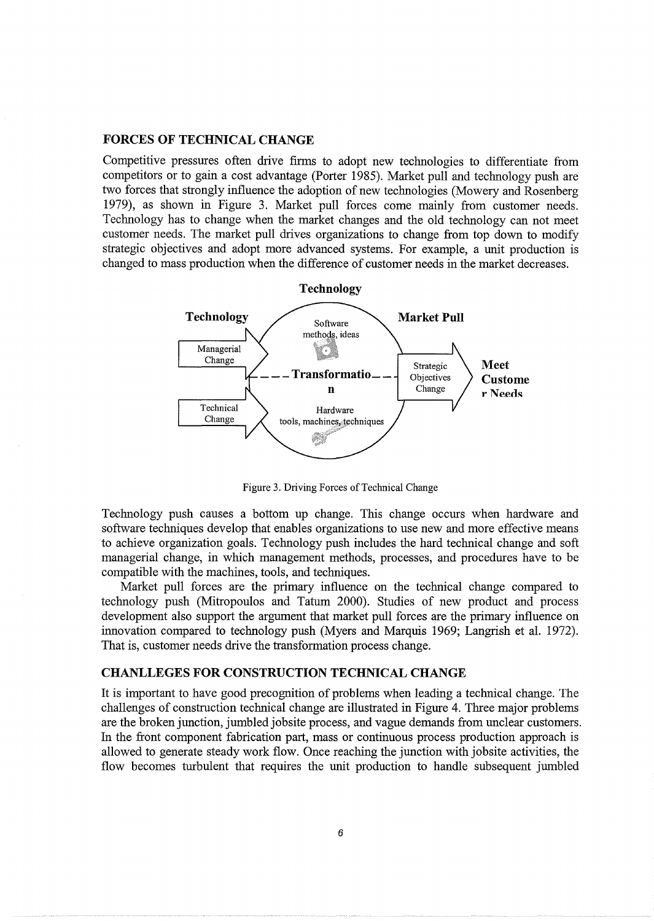## FORCES OF TECHNICAL CHANGE

Competitive pressures often drive firms to adopt new technologies to differentiate from competitors or to gain a cost advantage (Porter 1985). Market pull and technology push are two forces that strongly influence the adoption of new technologies (Mowery and Rosenberg 1979), as shown in Figure 3. Market pull forces come mainly from customer needs. Technology has to change when the market changes and the old technology can not meet customer needs. The market pull drives organizations to change from top down to modify strategic objectives and adopt more advanced systems. For example, a unit production is changed to mass production when the difference of customer needs in the market decreases.

Figure 3. Driving Forces of Technical Change

Technology push causes a bottom up change. This change occurs when hardware and software techniques develop that enables organizations to use new and more effective means to achieve organization goals. Technology push includes the hard technical change and soft managerial change, in which management methods, processes, and procedures have to be compatible with the machines, tools, and techniques.

Market pull forces are the primary influence on the technical change compared to technology push (Mitropoulos and Tatum 2000). Studies of new product and process development also support the argument that market pull forces are the primary influence on innovation compared to technology push (Myers and Marquis 1969; Langrish et al. 1972). That is, customer needs drive the transformation process change.

## CHANLLEGES FOR CONSTRUCTION TECHNICAL CHANGE

It is important to have good precognition of problems when leading a technical change. The challenges of construction technical change are illustrated in Figure 4. Three major problems are the broken junction, jumbled jobsite process, and vague demands from unclear customers. In the front component fabrication part, mass or continuous process production approach is allowed to generate steady work flow. Once reaching the junction with jobsite activities, the flow becomes turbulent that requires the unit production to handle subsequent jumbled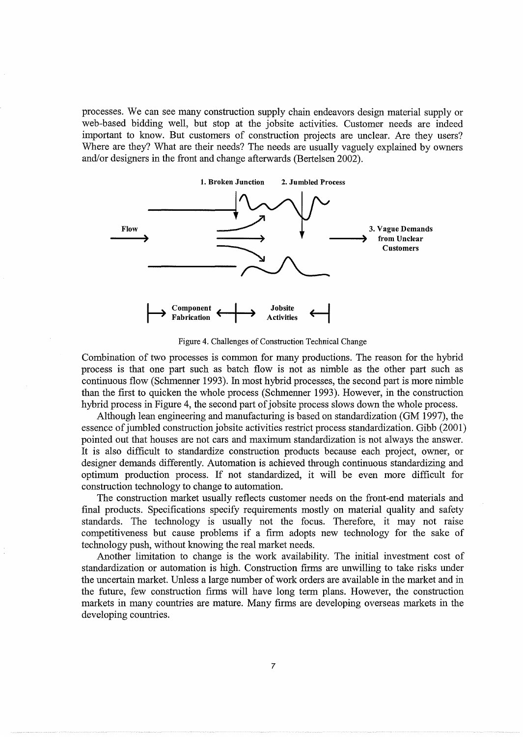processes. We can see many construction supply chain endeavors design material supply or web-based bidding well, but stop at the jobsite activities. Customer needs are indeed important to know. But customers of construction projects are unclear. Are they users? Where are they? What are their needs? The needs are usually vaguely explained by owners and/or designers in the front and change afterwards (Bertelsen 2002).

Figure 4. Challenges of Construction Technical Change

Combination of two processes is common for many productions. The reason for the hybrid process is that one part such as batch flow is not as nimble as the other part such as continuous flow (Schmenner 1993). In most hybrid processes, the second part is more nimble than the first to quicken the whole process (Schmenner 1993). However, in the construction hybrid process in Figure 4, the second part of jobsite process slows down the whole process.

Although lean engineering and manufacturing is based on standardization (GM 1997), the essence of jumbled construction jobsite activities restrict process standardization. Gibb (2001) pointed out that houses are not cars and maximum standardization is not always the answer. It is also difficult to standardize construction products because each project, owner, or designer demands differently. Automation is achieved through continuous standardizing and optimum production process. If not standardized, it will be even more difficult for construction technology to change to automation.

The construction market usually reflects customer needs on the front-end materials and final products. Specifications specify requirements mostly on material quality and safety standards. The technology is usually not the focus. Therefore, it may not raise competitiveness but cause problems if a firm adopts new technology for the sake of technology push, without knowing the real market needs.

Another limitation to change is the work availability. The initial investment cost of standardization or automation is high. Construction firms are unwilling to take risks under the uncertain market. Unless a large number of work orders are available in the market and in the future, few construction firms will have long term plans. However, the construction markets in many countries are mature. Many firms are developing overseas markets in the developing countries.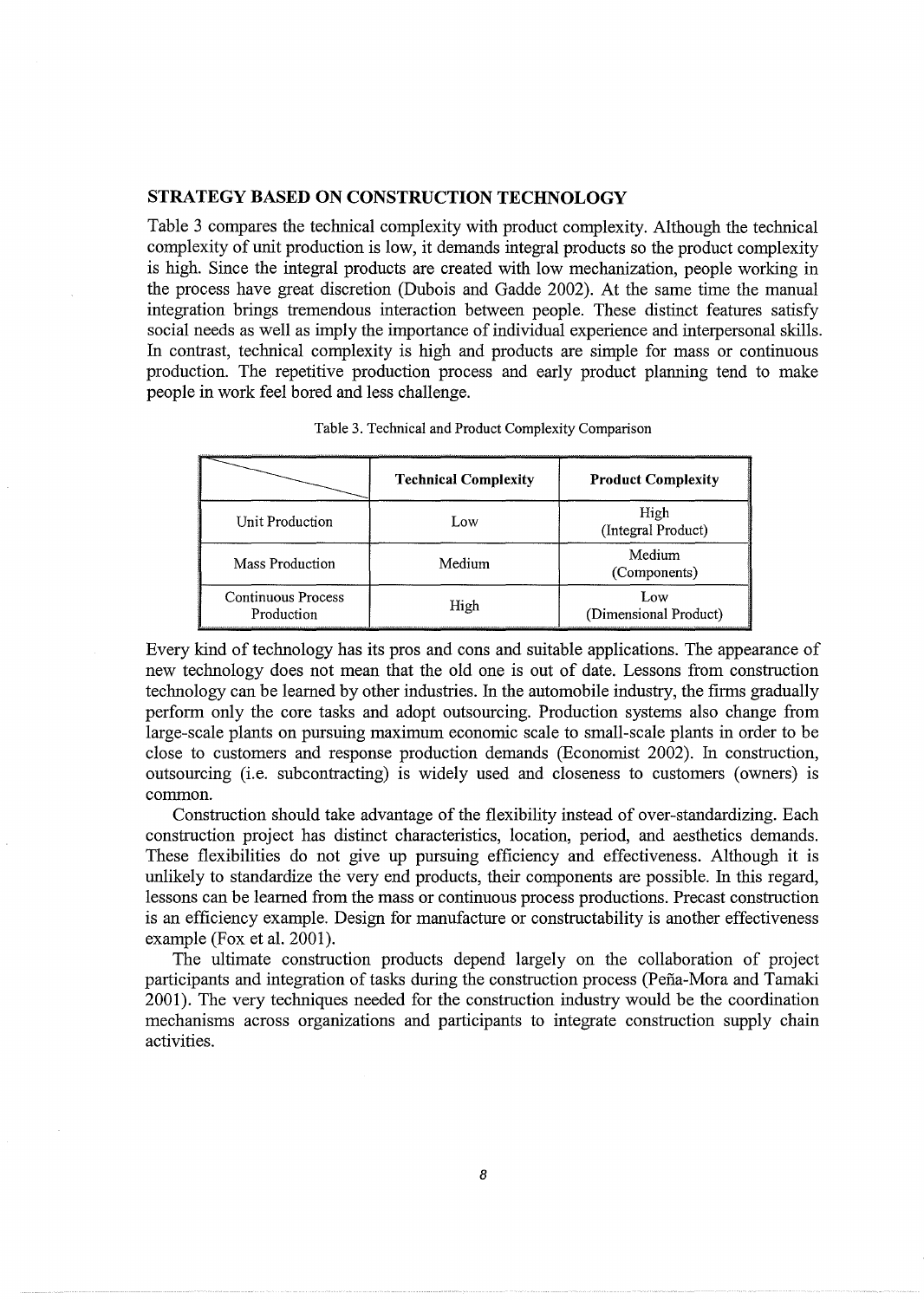## STRATEGY BASED ON CONSTRUCTION TECHNOLOGY

Table 3 compares the technical complexity with product complexity. Although the technical complexity of unit production is low, it demands integral products so the product complexity is high. Since the integral products are created with low mechanization, people working in the process have great discretion (Dubois and Gadde 2002). At the same time the manual integration brings tremendous interaction between people. These distinct features satisfy social needs as well as imply the importance of individual experience and interpersonal skills. In contrast, technical complexity is high and products are simple for mass or continuous production. The repetitive production process and early product planning tend to make people in work feel bored and less challenge.

Table 3. Technical and Product Complexity Comparison

| | Technical Complexity | Product Complexity |
|---|---|---|
| Unit Production | Low | High (Integral Product) |
| Mass Production | Medium | Medium (Components) |
| Continuous Process Production | High | Low (Dimensional Product) |

Every kind of technology has its pros and cons and suitable applications. The appearance of new technology does not mean that the old one is out of date. Lessons from construction technology can be learned by other industries. In the automobile industry, the firms gradually perform only the core tasks and adopt outsourcing. Production systems also change from large-scale plants on pursuing maximum economic scale to small-scale plants in order to be close to customers and response production demands (Economist 2002). In construction, outsourcing (i.e. subcontracting) is widely used and closeness to customers (owners) is common.

Construction should take advantage of the flexibility instead of over-standardizing. Each construction project has distinct characteristics, location, period, and aesthetics demands. These flexibilities do not give up pursuing efficiency and effectiveness. Although it is unlikely to standardize the very end products, their components are possible. In this regard, lessons can be learned from the mass or continuous process productions. Precast construction is an efficiency example. Design for manufacture or constructability is another effectiveness example (Fox et al. 2001).

The ultimate construction products depend largely on the collaboration of project participants and integration of tasks during the construction process (Peña-Mora and Tamaki 2001). The very techniques needed for the construction industry would be the coordination mechanisms across organizations and participants to integrate construction supply chain activities.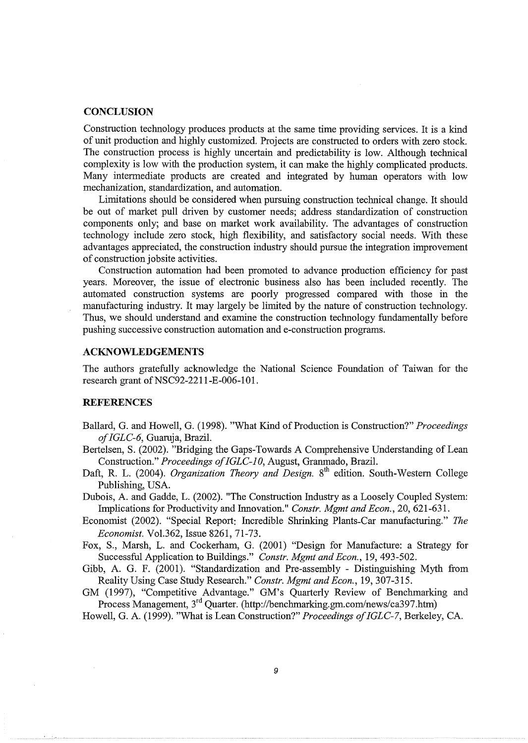## CONCLUSION

Construction technology produces products at the same time providing services. It is a kind of unit production and highly customized. Projects are constructed to orders with zero stock. The construction process is highly uncertain and predictability is low. Although technical complexity is low with the production system, it can make the highly complicated products. Many intermediate products are created and integrated by human operators with low mechanization, standardization, and automation.

Limitations should be considered when pursuing construction technical change. It should be out of market pull driven by customer needs; address standardization of construction components only; and base on market work availability. The advantages of construction technology include zero stock, high flexibility, and satisfactory social needs. With these advantages appreciated, the construction industry should pursue the integration improvement of construction jobsite activities.

Construction automation had been promoted to advance production efficiency for past years. Moreover, the issue of electronic business also has been included recently. The automated construction systems are poorly progressed compared with those in the manufacturing industry. It may largely be limited by the nature of construction technology. Thus, we should understand and examine the construction technology fundamentally before pushing successive construction automation and e-construction programs.

## ACKNOWLEDGEMENTS

The authors gratefully acknowledge the National Science Foundation of Taiwan for the research grant of NSC92-2211-E-006-101.

## REFERENCES

Ballard, G. and Howell, G. (1998). "What Kind of Production is Construction?" *Proceedings of IGLC-6*, Guaruja, Brazil.

Bertelsen, S. (2002). "Bridging the Gaps-Towards A Comprehensive Understanding of Lean Construction." *Proceedings of IGLC-10,* August, Granmado, Brazil.

Daft, R. L. (2004). *Organization Theory and Design.* 8th edition. South-Western College Publishing, USA.

Dubois, A. and Gadde, L. (2002). "The Construction Industry as a Loosely Coupled System: Implications for Productivity and Innovation." *Constr. Mgmt and Econ.*, 20, 621-631.

Economist (2002). "Special Report: Incredible Shrinking Plants-Car manufacturing." *The Economist.* Vol.362, Issue 8261, 71-73.

Fox, S., Marsh, L. and Cockerham, G. (2001) "Design for Manufacture: a Strategy for Successful Application to Buildings." *Constr. Mgmt and Econ.*, 19, 493-502.

Gibb, A. G. F. (2001). "Standardization and Pre-assembly - Distinguishing Myth from Reality Using Case Study Research." *Constr. Mgmt and Econ.*, 19, 307-315.

GM (1997), "Competitive Advantage." GM's Quarterly Review of Benchmarking and Process Management, 3rd Quarter. (http://benchmarking.gm.com/news/ca397.htm)

Howell, G. A. (1999). "What is Lean Construction?" *Proceedings of IGLC-7*, Berkeley, CA.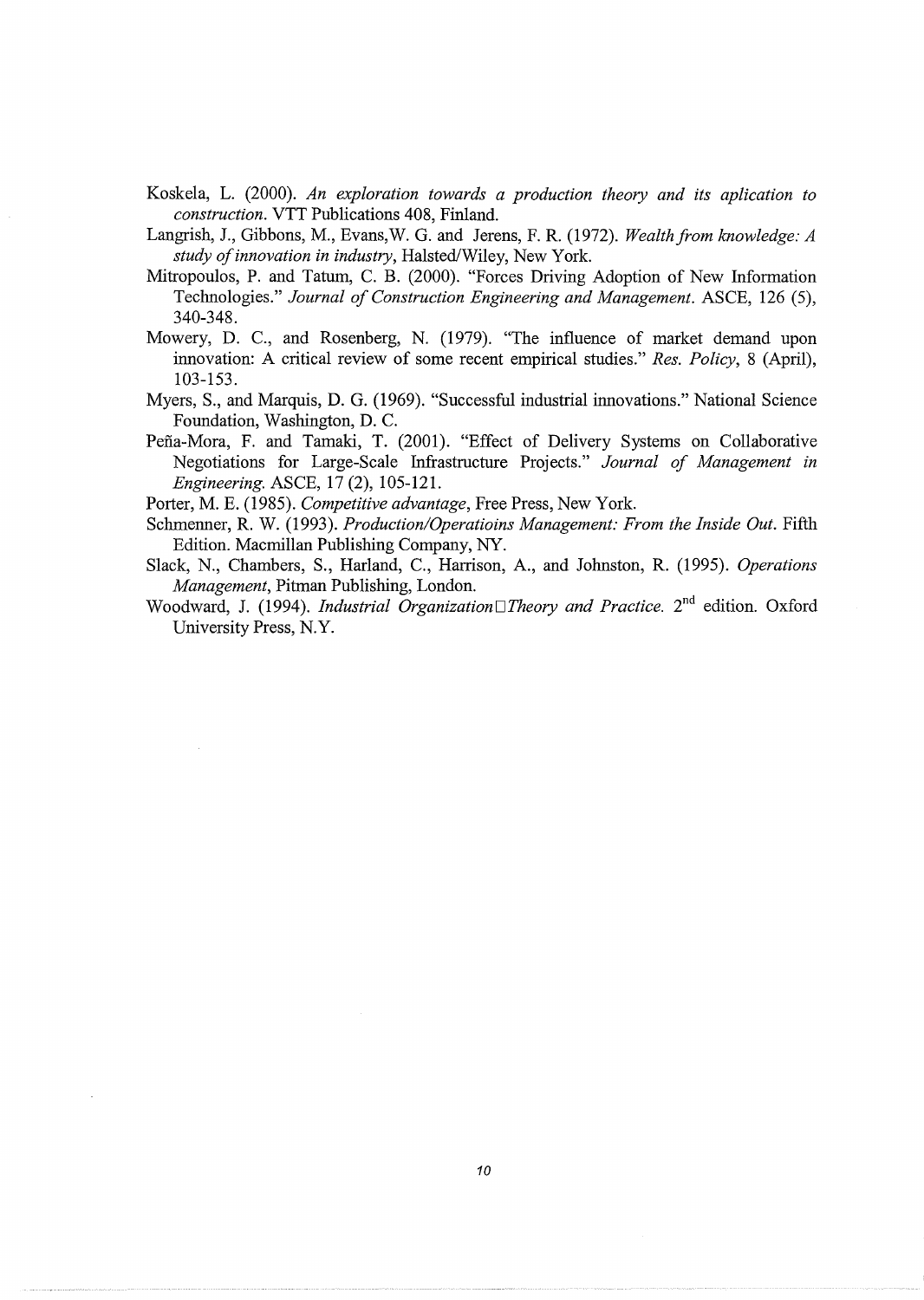Koskela, L. (2000). *An exploration towards a production theory and its aplication to construction*. VTT Publications 408, Finland.

Langrish, J., Gibbons, M., Evans,W. G. and Jerens, F. R. (1972). *Wealth from knowledge: A study of innovation in industry*, Halsted/Wiley, New York.

Mitropoulos, P. and Tatum, C. B. (2000). "Forces Driving Adoption of New Information Technologies." *Journal of Construction Engineering and Management*. ASCE, 126 (5), 340-348.

Mowery, D. C., and Rosenberg, N. (1979). "The influence of market demand upon innovation: A critical review of some recent empirical studies." *Res. Policy*, 8 (April), 103-153.

Myers, S., and Marquis, D. G. (1969). "Successful industrial innovations." National Science Foundation, Washington, D. C.

Peña-Mora, F. and Tamaki, T. (2001). "Effect of Delivery Systems on Collaborative Negotiations for Large-Scale Infrastructure Projects." *Journal of Management in Engineering*. ASCE, 17 (2), 105-121.

Porter, M. E. (1985). *Competitive advantage*, Free Press, New York.

Schmenner, R. W. (1993). *Production/Operatioins Management: From the Inside Out*. Fifth Edition. Macmillan Publishing Company, NY.

Slack, N., Chambers, S., Harland, C., Harrison, A., and Johnston, R. (1995). *Operations Management*, Pitman Publishing, London.

Woodward, J. (1994). *Industrial Organization□Theory and Practice*. 2nd edition. Oxford University Press, N.Y.